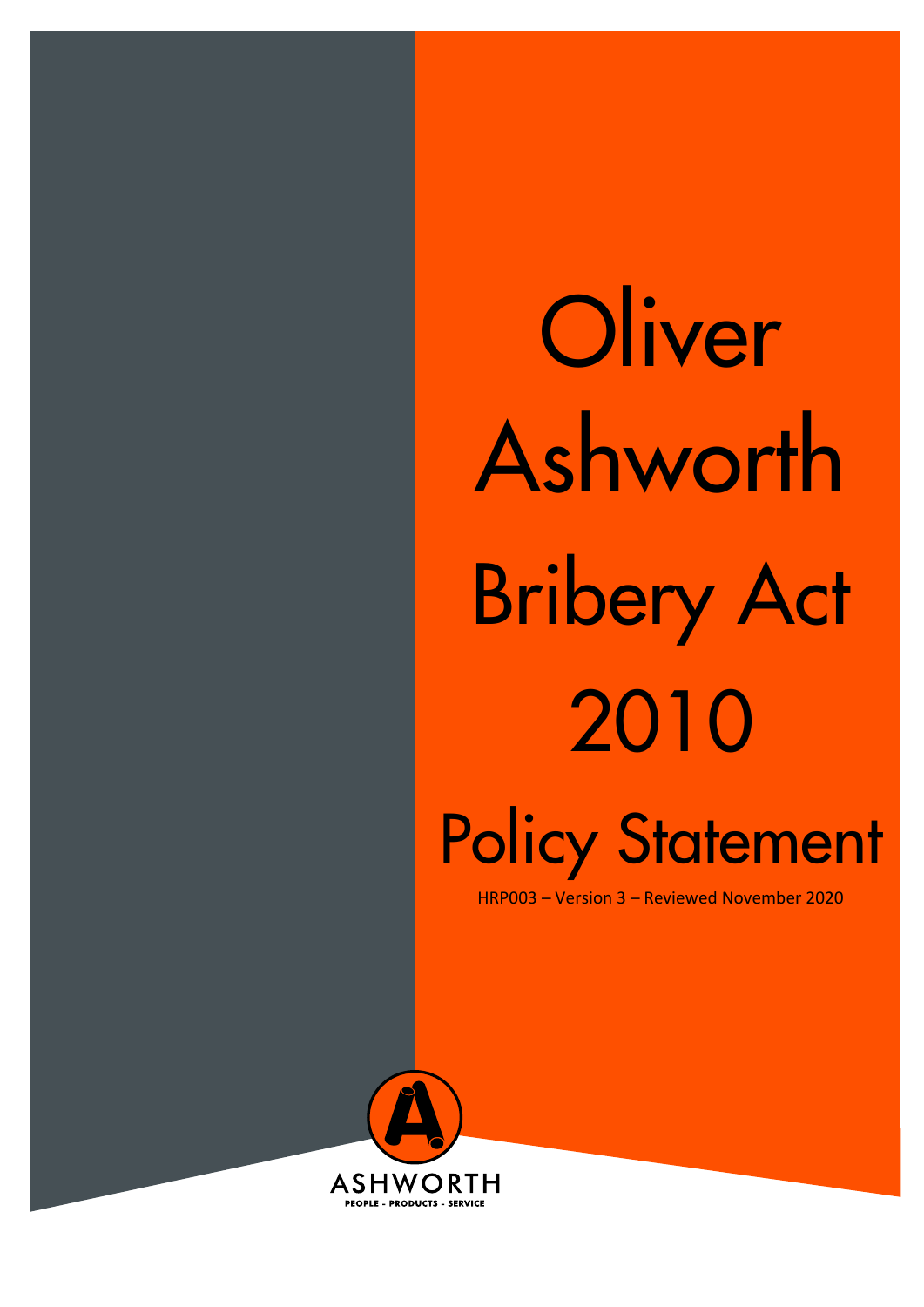# Oliver Ashworth Bribery Act 2010 Policy Statement

HRP003 – Version 3 – Reviewed November 2020

ASHWORTH

PEOPLE - PRODUCTS - SERVICE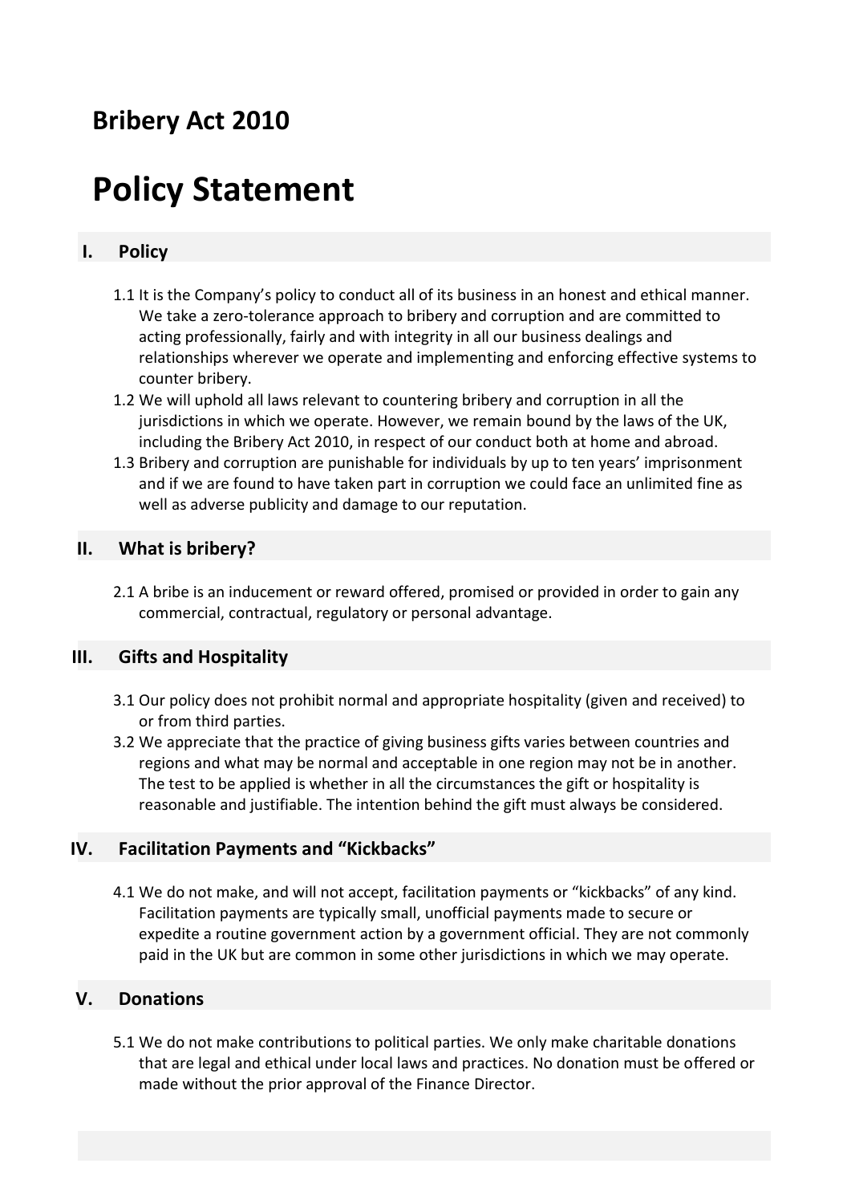## Bribery Act 2010

# Policy Statement

### I. Policy

1.1 It is the Company's policy to conduct all of its business in an honest and ethical manner. We take a zero-tolerance approach to bribery and corruption and are committed to acting professionally, fairly and with integrity in all our business dealings and relationships wherever we operate and implementing and enforcing effective systems to counter bribery.

1.2 We will uphold all laws relevant to countering bribery and corruption in all the jurisdictions in which we operate. However, we remain bound by the laws of the UK, including the Bribery Act 2010, in respect of our conduct both at home and abroad.

1.3 Bribery and corruption are punishable for individuals by up to ten years' imprisonment and if we are found to have taken part in corruption we could face an unlimited fine as well as adverse publicity and damage to our reputation.

### II. What is bribery?

2.1 A bribe is an inducement or reward offered, promised or provided in order to gain any commercial, contractual, regulatory or personal advantage.

### III. Gifts and Hospitality

3.1 Our policy does not prohibit normal and appropriate hospitality (given and received) to or from third parties.

3.2 We appreciate that the practice of giving business gifts varies between countries and regions and what may be normal and acceptable in one region may not be in another. The test to be applied is whether in all the circumstances the gift or hospitality is reasonable and justifiable. The intention behind the gift must always be considered.

### IV. Facilitation Payments and "Kickbacks"

4.1 We do not make, and will not accept, facilitation payments or "kickbacks" of any kind. Facilitation payments are typically small, unofficial payments made to secure or expedite a routine government action by a government official. They are not commonly paid in the UK but are common in some other jurisdictions in which we may operate.

### V. Donations

5.1 We do not make contributions to political parties. We only make charitable donations that are legal and ethical under local laws and practices. No donation must be offered or made without the prior approval of the Finance Director.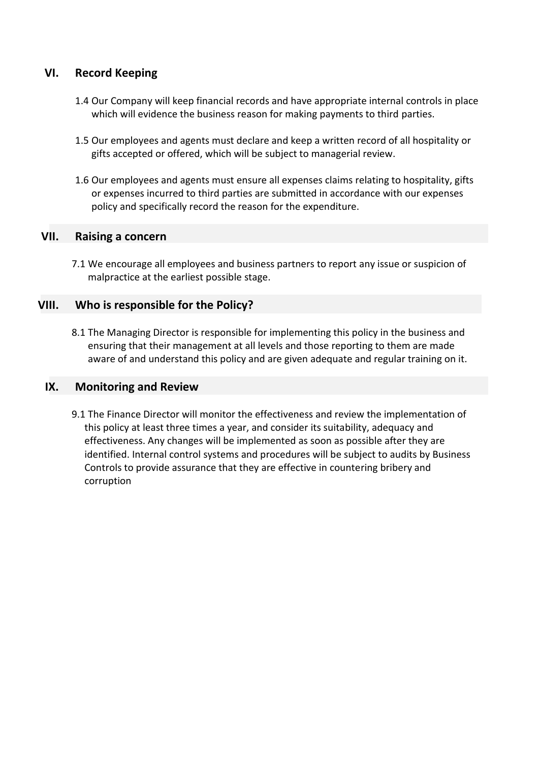## VI. Record Keeping

1.4 Our Company will keep financial records and have appropriate internal controls in place which will evidence the business reason for making payments to third parties.

1.5 Our employees and agents must declare and keep a written record of all hospitality or gifts accepted or offered, which will be subject to managerial review.

1.6 Our employees and agents must ensure all expenses claims relating to hospitality, gifts or expenses incurred to third parties are submitted in accordance with our expenses policy and specifically record the reason for the expenditure.

## VII. Raising a concern

7.1 We encourage all employees and business partners to report any issue or suspicion of malpractice at the earliest possible stage.

## VIII. Who is responsible for the Policy?

8.1 The Managing Director is responsible for implementing this policy in the business and ensuring that their management at all levels and those reporting to them are made aware of and understand this policy and are given adequate and regular training on it.

## IX. Monitoring and Review

9.1 The Finance Director will monitor the effectiveness and review the implementation of this policy at least three times a year, and consider its suitability, adequacy and effectiveness. Any changes will be implemented as soon as possible after they are identified. Internal control systems and procedures will be subject to audits by Business Controls to provide assurance that they are effective in countering bribery and corruption